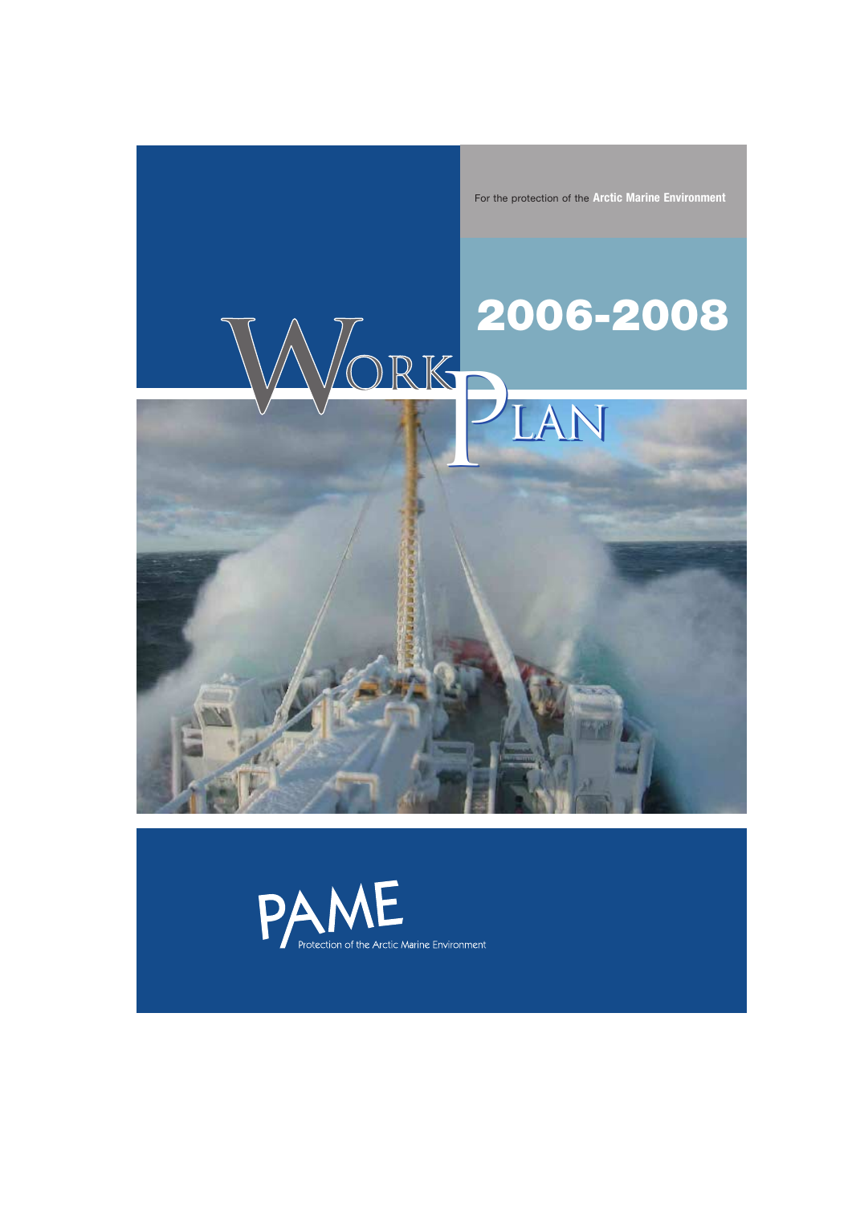For the protection of the **Arctic Marine Environment**

# 2006-2008

# WORK PLAN

PAME

Protection of the Arctic Marine Environment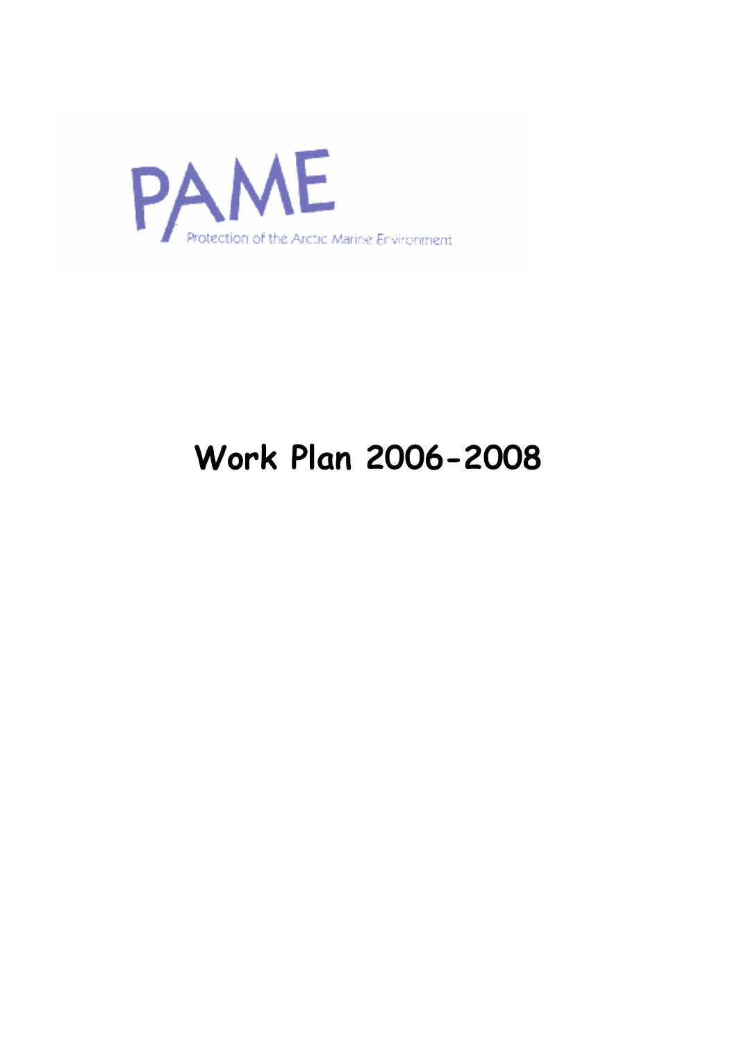PAME

Protection of the Arctic Marine Environment

# Work Plan 2006-2008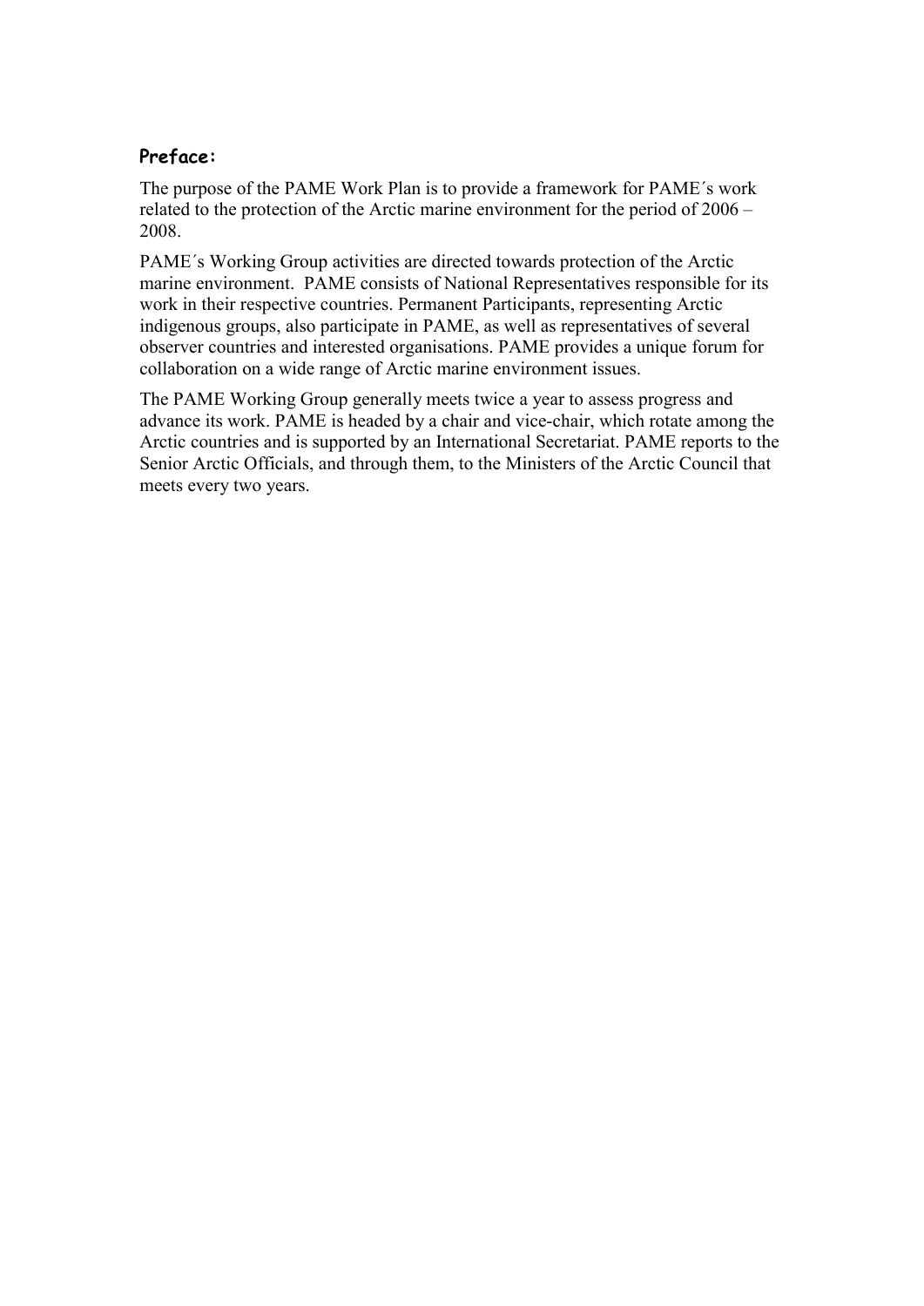## Preface:

The purpose of the PAME Work Plan is to provide a framework for PAME´s work related to the protection of the Arctic marine environment for the period of 2006 – 2008.

PAME´s Working Group activities are directed towards protection of the Arctic marine environment. PAME consists of National Representatives responsible for its work in their respective countries. Permanent Participants, representing Arctic indigenous groups, also participate in PAME, as well as representatives of several observer countries and interested organisations. PAME provides a unique forum for collaboration on a wide range of Arctic marine environment issues.

The PAME Working Group generally meets twice a year to assess progress and advance its work. PAME is headed by a chair and vice-chair, which rotate among the Arctic countries and is supported by an International Secretariat. PAME reports to the Senior Arctic Officials, and through them, to the Ministers of the Arctic Council that meets every two years.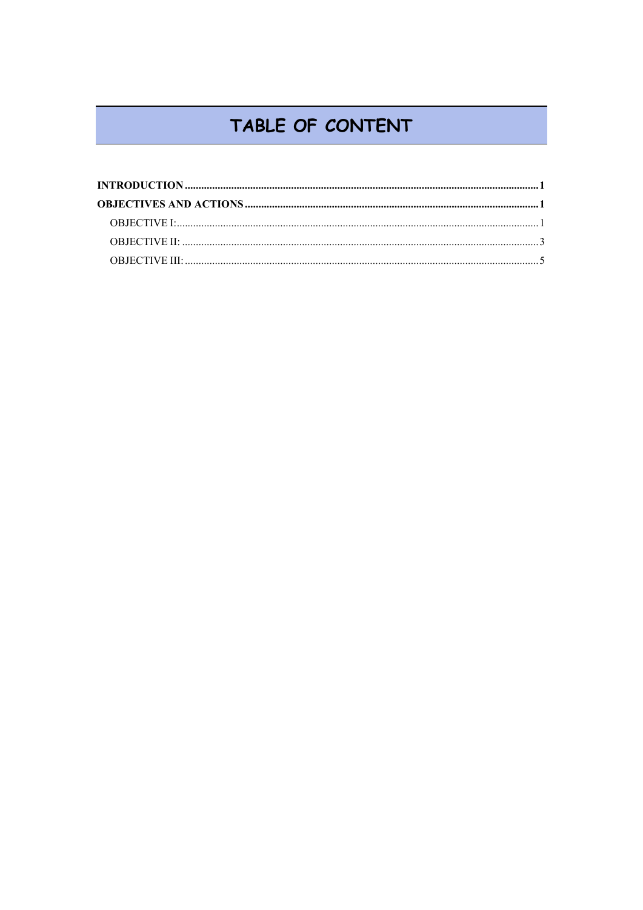# TABLE OF CONTENT

**INTRODUCTION** ........................................................................................................................................... **1**

**OBJECTIVES AND ACTIONS** ..................................................................................................................... **1**

- OBJECTIVE I: ........................................................................................................................................... 1
- OBJECTIVE II: .......................................................................................................................................... 3
- OBJECTIVE III: ......................................................................................................................................... 5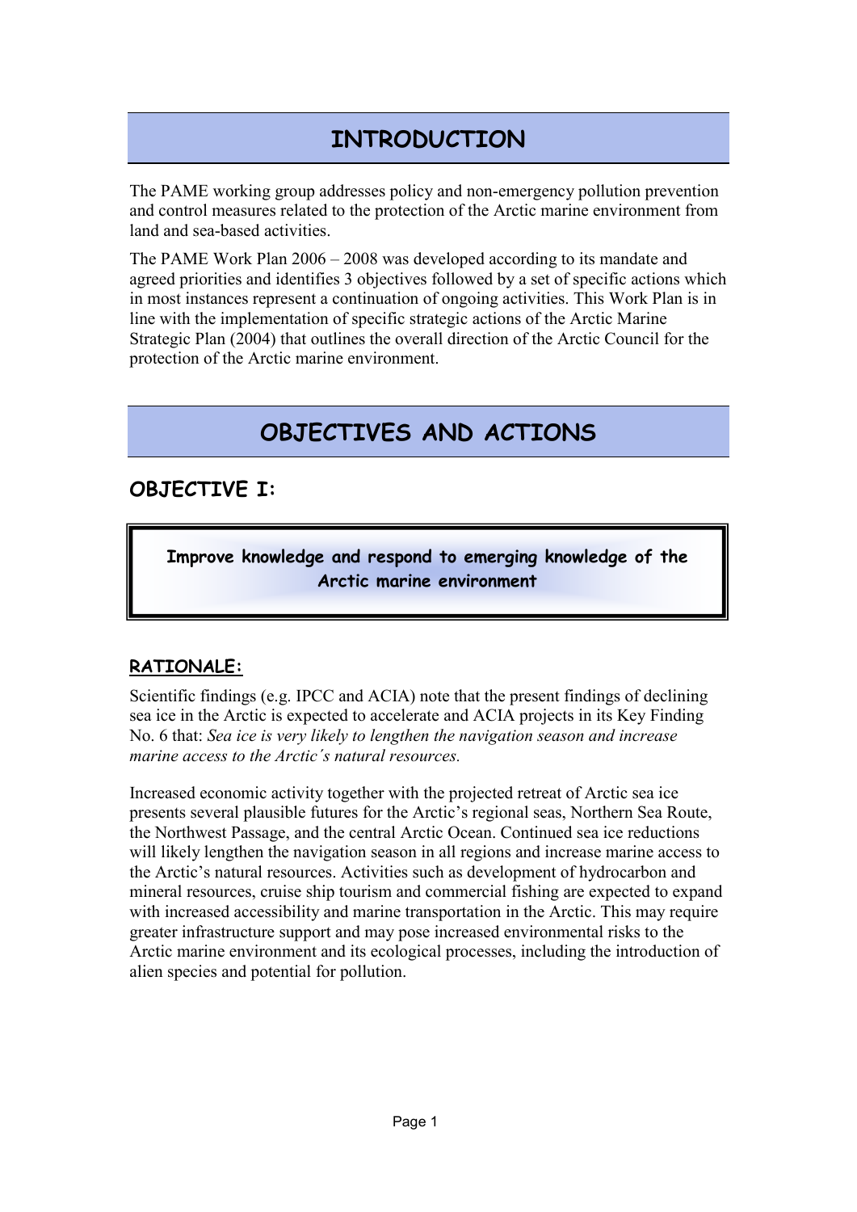# INTRODUCTION

The PAME working group addresses policy and non-emergency pollution prevention and control measures related to the protection of the Arctic marine environment from land and sea-based activities.

The PAME Work Plan 2006 – 2008 was developed according to its mandate and agreed priorities and identifies 3 objectives followed by a set of specific actions which in most instances represent a continuation of ongoing activities. This Work Plan is in line with the implementation of specific strategic actions of the Arctic Marine Strategic Plan (2004) that outlines the overall direction of the Arctic Council for the protection of the Arctic marine environment.

# OBJECTIVES AND ACTIONS

## OBJECTIVE I:

**Improve knowledge and respond to emerging knowledge of the Arctic marine environment**

### RATIONALE:

Scientific findings (e.g. IPCC and ACIA) note that the present findings of declining sea ice in the Arctic is expected to accelerate and ACIA projects in its Key Finding No. 6 that: *Sea ice is very likely to lengthen the navigation season and increase marine access to the Arctic´s natural resources.*

Increased economic activity together with the projected retreat of Arctic sea ice presents several plausible futures for the Arctic's regional seas, Northern Sea Route, the Northwest Passage, and the central Arctic Ocean. Continued sea ice reductions will likely lengthen the navigation season in all regions and increase marine access to the Arctic's natural resources. Activities such as development of hydrocarbon and mineral resources, cruise ship tourism and commercial fishing are expected to expand with increased accessibility and marine transportation in the Arctic. This may require greater infrastructure support and may pose increased environmental risks to the Arctic marine environment and its ecological processes, including the introduction of alien species and potential for pollution.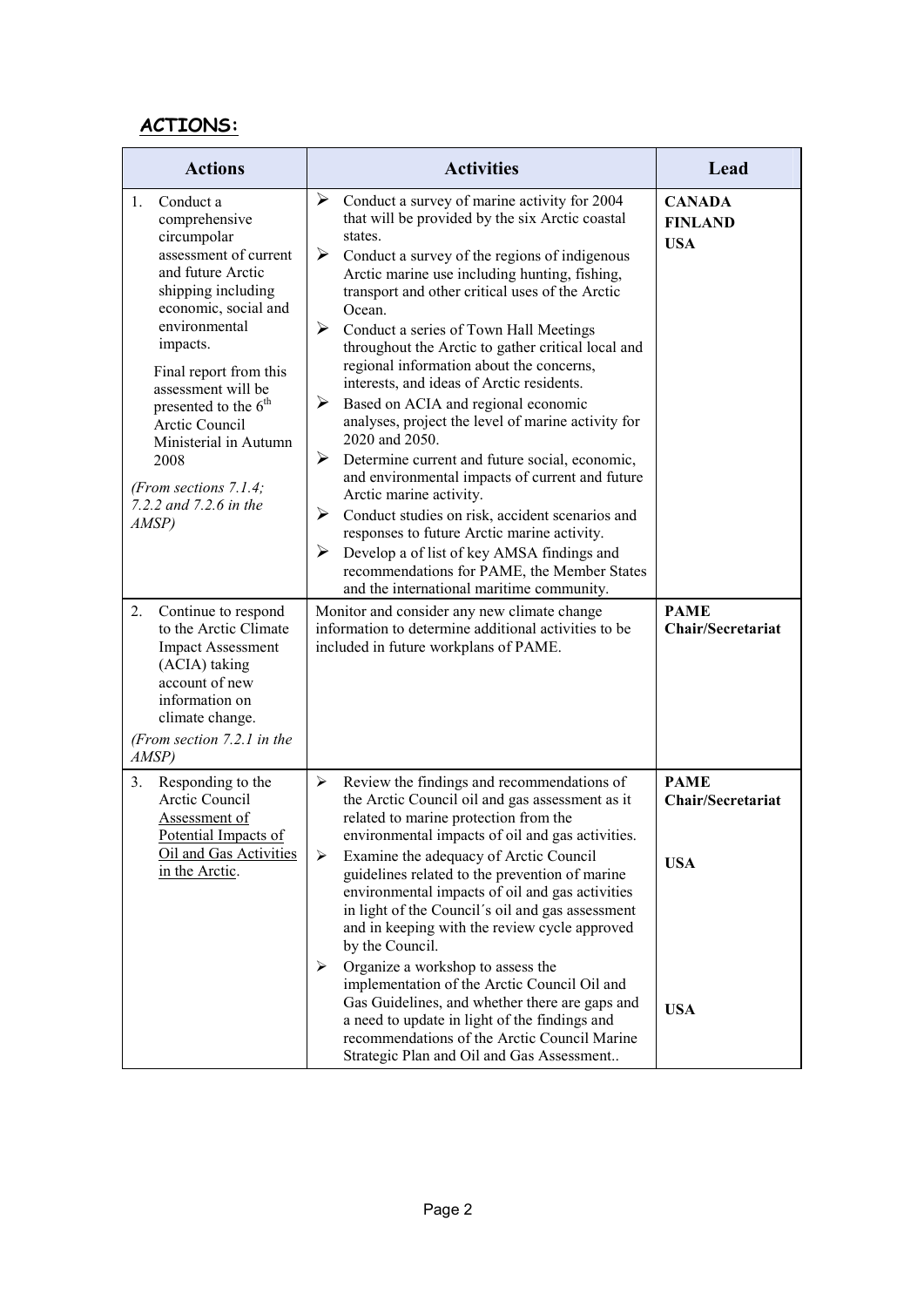## ACTIONS:

| Actions | Activities | Lead |
|---|---|---|
| 1. Conduct a comprehensive circumpolar assessment of current and future Arctic shipping including economic, social and environmental impacts.<br><br>Final report from this assessment will be presented to the 6th Arctic Council Ministerial in Autumn 2008<br><br>*(From sections 7.1.4; 7.2.2 and 7.2.6 in the AMSP)* | ➢ Conduct a survey of marine activity for 2004 that will be provided by the six Arctic coastal states.<br>➢ Conduct a survey of the regions of indigenous Arctic marine use including hunting, fishing, transport and other critical uses of the Arctic Ocean.<br>➢ Conduct a series of Town Hall Meetings throughout the Arctic to gather critical local and regional information about the concerns, interests, and ideas of Arctic residents.<br>➢ Based on ACIA and regional economic analyses, project the level of marine activity for 2020 and 2050.<br>➢ Determine current and future social, economic, and environmental impacts of current and future Arctic marine activity.<br>➢ Conduct studies on risk, accident scenarios and responses to future Arctic marine activity.<br>➢ Develop a of list of key AMSA findings and recommendations for PAME, the Member States and the international maritime community. | **CANADA**<br>**FINLAND**<br>**USA** |
| 2. Continue to respond to the Arctic Climate Impact Assessment (ACIA) taking account of new information on climate change.<br><br>*(From section 7.2.1 in the AMSP)* | Monitor and consider any new climate change information to determine additional activities to be included in future workplans of PAME. | **PAME Chair/Secretariat** |
| 3. Responding to the Arctic Council <u>Assessment of Potential Impacts of Oil and Gas Activities in the Arctic</u>. | ➢ Review the findings and recommendations of the Arctic Council oil and gas assessment as it related to marine protection from the environmental impacts of oil and gas activities.<br>➢ Examine the adequacy of Arctic Council guidelines related to the prevention of marine environmental impacts of oil and gas activities in light of the Council´s oil and gas assessment and in keeping with the review cycle approved by the Council.<br>➢ Organize a workshop to assess the implementation of the Arctic Council Oil and Gas Guidelines, and whether there are gaps and a need to update in light of the findings and recommendations of the Arctic Council Marine Strategic Plan and Oil and Gas Assessment.. | **PAME Chair/Secretariat**<br><br>**USA**<br><br>**USA** |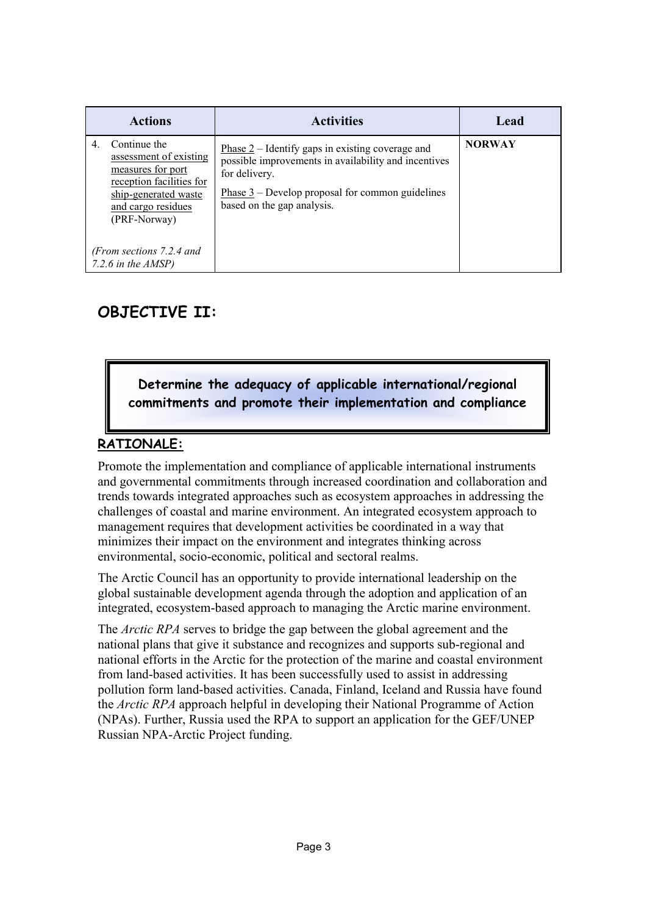| Actions | Activities | Lead |
|---|---|---|
| 4. Continue the assessment of existing measures for port reception facilities for ship-generated waste and cargo residues (PRF-Norway)<br><br>*(From sections 7.2.4 and 7.2.6 in the AMSP)* | Phase 2 – Identify gaps in existing coverage and possible improvements in availability and incentives for delivery.<br><br>Phase 3 – Develop proposal for common guidelines based on the gap analysis. | **NORWAY** |

## OBJECTIVE II:

**Determine the adequacy of applicable international/regional commitments and promote their implementation and compliance**

### RATIONALE:

Promote the implementation and compliance of applicable international instruments and governmental commitments through increased coordination and collaboration and trends towards integrated approaches such as ecosystem approaches in addressing the challenges of coastal and marine environment. An integrated ecosystem approach to management requires that development activities be coordinated in a way that minimizes their impact on the environment and integrates thinking across environmental, socio-economic, political and sectoral realms.

The Arctic Council has an opportunity to provide international leadership on the global sustainable development agenda through the adoption and application of an integrated, ecosystem-based approach to managing the Arctic marine environment.

The *Arctic RPA* serves to bridge the gap between the global agreement and the national plans that give it substance and recognizes and supports sub-regional and national efforts in the Arctic for the protection of the marine and coastal environment from land-based activities. It has been successfully used to assist in addressing pollution form land-based activities. Canada, Finland, Iceland and Russia have found the *Arctic RPA* approach helpful in developing their National Programme of Action (NPAs). Further, Russia used the RPA to support an application for the GEF/UNEP Russian NPA-Arctic Project funding.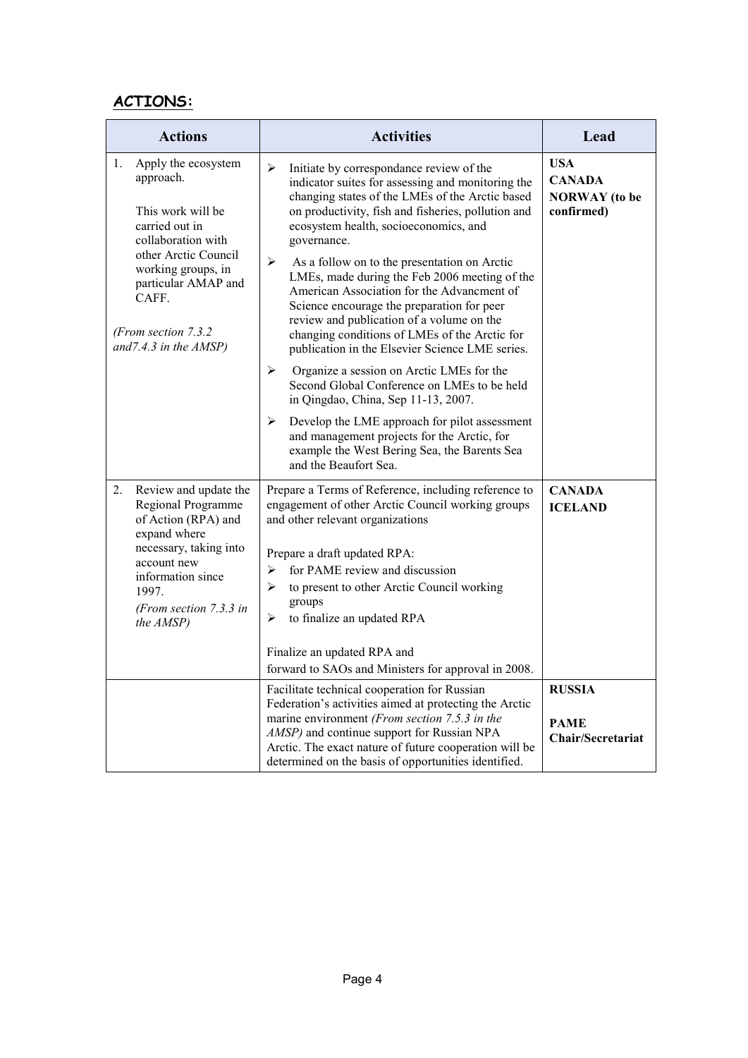## ACTIONS:

| Actions | Activities | Lead |
|---|---|---|
| 1. Apply the ecosystem approach.<br><br>This work will be carried out in collaboration with other Arctic Council working groups, in particular AMAP and CAFF.<br><br>*(From section 7.3.2 and7.4.3 in the AMSP)* | ➢ Initiate by correspondance review of the indicator suites for assessing and monitoring the changing states of the LMEs of the Arctic based on productivity, fish and fisheries, pollution and ecosystem health, socioeconomics, and governance.<br>➢ As a follow on to the presentation on Arctic LMEs, made during the Feb 2006 meeting of the American Association for the Advancment of Science encourage the preparation for peer review and publication of a volume on the changing conditions of LMEs of the Arctic for publication in the Elsevier Science LME series.<br>➢ Organize a session on Arctic LMEs for the Second Global Conference on LMEs to be held in Qingdao, China, Sep 11-13, 2007.<br>➢ Develop the LME approach for pilot assessment and management projects for the Arctic, for example the West Bering Sea, the Barents Sea and the Beaufort Sea. | **USA**<br>**CANADA**<br>**NORWAY (to be confirmed)** |
| 2. Review and update the Regional Programme of Action (RPA) and expand where necessary, taking into account new information since 1997.<br>*(From section 7.3.3 in the AMSP)* | Prepare a Terms of Reference, including reference to engagement of other Arctic Council working groups and other relevant organizations<br><br>Prepare a draft updated RPA:<br>➢ for PAME review and discussion<br>➢ to present to other Arctic Council working groups<br>➢ to finalize an updated RPA<br><br>Finalize an updated RPA and forward to SAOs and Ministers for approval in 2008. | **CANADA**<br>**ICELAND** |
| | Facilitate technical cooperation for Russian Federation's activities aimed at protecting the Arctic marine environment *(From section 7.5.3 in the AMSP)* and continue support for Russian NPA Arctic. The exact nature of future cooperation will be determined on the basis of opportunities identified. | **RUSSIA**<br><br>**PAME Chair/Secretariat** |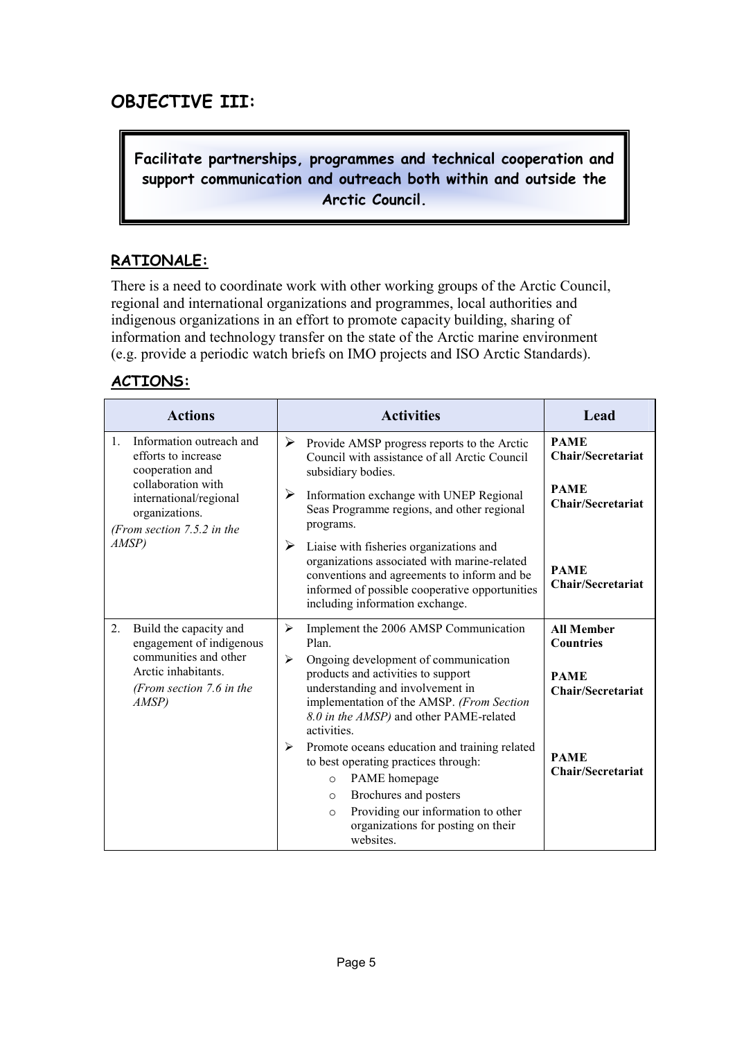## OBJECTIVE III:

**Facilitate partnerships, programmes and technical cooperation and support communication and outreach both within and outside the Arctic Council.**

### RATIONALE:

There is a need to coordinate work with other working groups of the Arctic Council, regional and international organizations and programmes, local authorities and indigenous organizations in an effort to promote capacity building, sharing of information and technology transfer on the state of the Arctic marine environment (e.g. provide a periodic watch briefs on IMO projects and ISO Arctic Standards).

### ACTIONS:

| Actions | Activities | Lead |
|---|---|---|
| 1. Information outreach and efforts to increase cooperation and collaboration with international/regional organizations. *(From section 7.5.2 in the AMSP)* | ➢ Provide AMSP progress reports to the Arctic Council with assistance of all Arctic Council subsidiary bodies.<br>➢ Information exchange with UNEP Regional Seas Programme regions, and other regional programs.<br>➢ Liaise with fisheries organizations and organizations associated with marine-related conventions and agreements to inform and be informed of possible cooperative opportunities including information exchange. | **PAME Chair/Secretariat**<br><br>**PAME Chair/Secretariat**<br><br>**PAME Chair/Secretariat** |
| 2. Build the capacity and engagement of indigenous communities and other Arctic inhabitants. *(From section 7.6 in the AMSP)* | ➢ Implement the 2006 AMSP Communication Plan.<br>➢ Ongoing development of communication products and activities to support understanding and involvement in implementation of the AMSP. *(From Section 8.0 in the AMSP)* and other PAME-related activities.<br>➢ Promote oceans education and training related to best operating practices through:<br>&nbsp;&nbsp;&nbsp;&nbsp;o PAME homepage<br>&nbsp;&nbsp;&nbsp;&nbsp;o Brochures and posters<br>&nbsp;&nbsp;&nbsp;&nbsp;o Providing our information to other organizations for posting on their websites. | **All Member Countries**<br><br>**PAME Chair/Secretariat**<br><br>**PAME Chair/Secretariat** |